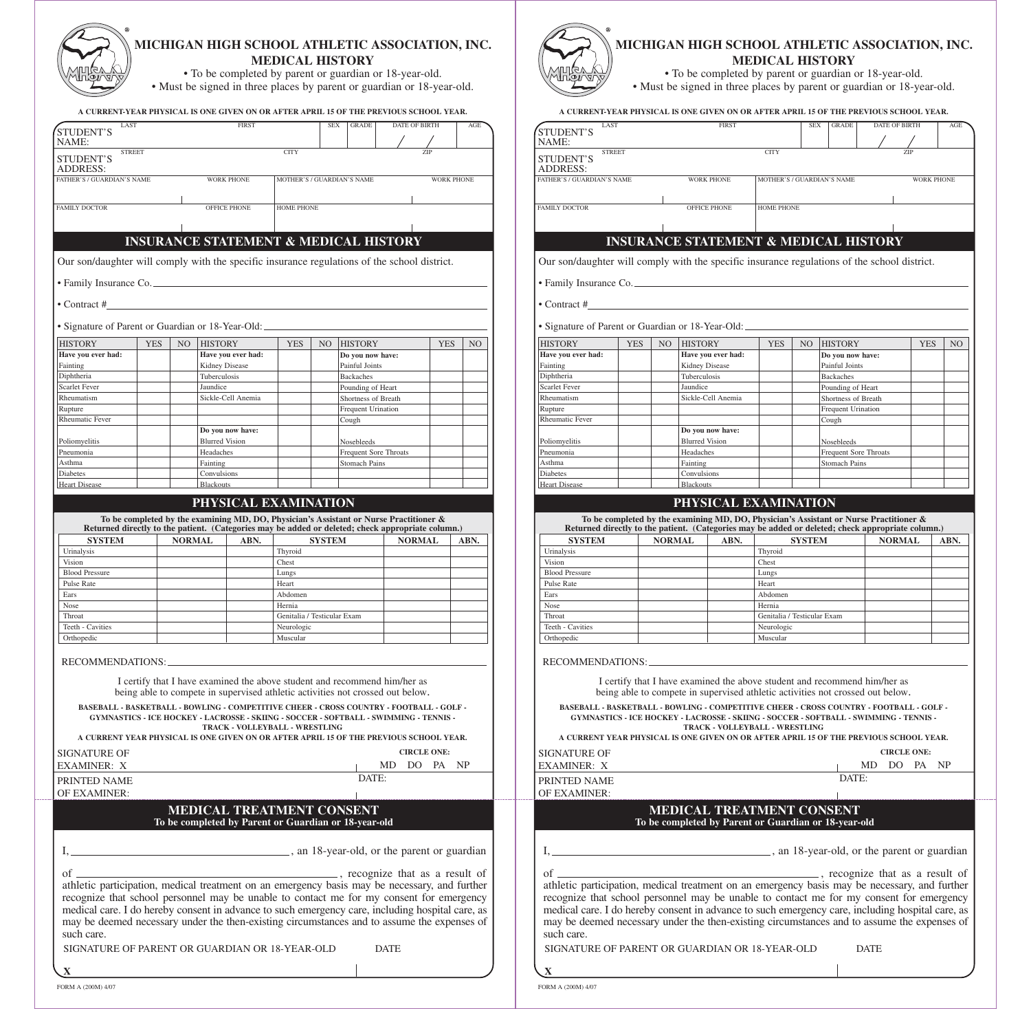# MICHIGAN HIGH SCHOOL ATHLETIC ASSOCIATION, INC.

## MEDICAL HISTORY

- To be completed by parent or guardian or 18-year-old.
- Must be signed in three places by parent or guardian or 18-year-old.

**A CURRENT-YEAR PHYSICAL IS ONE GIVEN ON OR AFTER APRIL 15 OF THE PREVIOUS SCHOOL YEAR.**

| STUDENT'S NAME: LAST | FIRST | SEX | GRADE | DATE OF BIRTH / / | AGE |
|---|---|---|---|---|---|

| STUDENT'S ADDRESS: STREET | CITY | ZIP |
|---|---|---|

| FATHER'S / GUARDIAN'S NAME | WORK PHONE | MOTHER'S / GUARDIAN'S NAME | WORK PHONE |
|---|---|---|---|

| FAMILY DOCTOR | OFFICE PHONE | HOME PHONE |
|---|---|---|

## INSURANCE STATEMENT & MEDICAL HISTORY

Our son/daughter will comply with the specific insurance regulations of the school district.

- Family Insurance Co. ______________________________
- Contract # ______________________________
- Signature of Parent or Guardian or 18-Year-Old: ______________________________

| HISTORY | YES | NO | HISTORY | YES | NO | HISTORY | YES | NO |
|---|---|---|---|---|---|---|---|---|
| **Have you ever had:** | | | **Have you ever had:** | | | **Do you now have:** | | |
| Fainting | | | Kidney Disease | | | Painful Joints | | |
| Diphtheria | | | Tuberculosis | | | Backaches | | |
| Scarlet Fever | | | Jaundice | | | Pounding of Heart | | |
| Rheumatism | | | Sickle-Cell Anemia | | | Shortness of Breath | | |
| Rupture | | | | | | Frequent Urination | | |
| Rheumatic Fever | | | | | | Cough | | |
| | | | **Do you now have:** | | | | | |
| Poliomyelitis | | | Blurred Vision | | | Nosebleeds | | |
| Pneumonia | | | Headaches | | | Frequent Sore Throats | | |
| Asthma | | | Fainting | | | Stomach Pains | | |
| Diabetes | | | Convulsions | | | | | |
| Heart Disease | | | Blackouts | | | | | |

## PHYSICAL EXAMINATION

**To be completed by the examining MD, DO, Physician's Assistant or Nurse Practitioner & Returned directly to the patient. (Categories may be added or deleted; check appropriate column.)**

| SYSTEM | NORMAL | ABN. | SYSTEM | NORMAL | ABN. |
|---|---|---|---|---|---|
| Urinalysis | | | Thyroid | | |
| Vision | | | Chest | | |
| Blood Pressure | | | Lungs | | |
| Pulse Rate | | | Heart | | |
| Ears | | | Abdomen | | |
| Nose | | | Hernia | | |
| Throat | | | Genitalia / Testicular Exam | | |
| Teeth - Cavities | | | Neurologic | | |
| Orthopedic | | | Muscular | | |

RECOMMENDATIONS: ______________________________

I certify that I have examined the above student and recommend him/her as being able to compete in supervised athletic activities not crossed out below.

**BASEBALL - BASKETBALL - BOWLING - COMPETITIVE CHEER - CROSS COUNTRY - FOOTBALL - GOLF - GYMNASTICS - ICE HOCKEY - LACROSSE - SKIING - SOCCER - SOFTBALL - SWIMMING - TENNIS - TRACK - VOLLEYBALL - WRESTLING**

**A CURRENT YEAR PHYSICAL IS ONE GIVEN ON OR AFTER APRIL 15 OF THE PREVIOUS SCHOOL YEAR.**

SIGNATURE OF EXAMINER: X ______________________ **CIRCLE ONE:** MD DO PA NP

PRINTED NAME OF EXAMINER: ______________________ DATE:

## MEDICAL TREATMENT CONSENT

**To be completed by Parent or Guardian or 18-year-old**

I, ______________________________, an 18-year-old, or the parent or guardian of ______________________________, recognize that as a result of athletic participation, medical treatment on an emergency basis may be necessary, and further recognize that school personnel may be unable to contact me for my consent for emergency medical care. I do hereby consent in advance to such emergency care, including hospital care, as may be deemed necessary under the then-existing circumstances and to assume the expenses of such care.

SIGNATURE OF PARENT OR GUARDIAN OR 18-YEAR-OLD DATE

X ______________________________

FORM A (200M) 4/07

---

# MICHIGAN HIGH SCHOOL ATHLETIC ASSOCIATION, INC.

## MEDICAL HISTORY

- To be completed by parent or guardian or 18-year-old.
- Must be signed in three places by parent or guardian or 18-year-old.

**A CURRENT-YEAR PHYSICAL IS ONE GIVEN ON OR AFTER APRIL 15 OF THE PREVIOUS SCHOOL YEAR.**

| STUDENT'S NAME: LAST | FIRST | SEX | GRADE | DATE OF BIRTH / / | AGE |
|---|---|---|---|---|---|

| STUDENT'S ADDRESS: STREET | CITY | ZIP |
|---|---|---|

| FATHER'S / GUARDIAN'S NAME | WORK PHONE | MOTHER'S / GUARDIAN'S NAME | WORK PHONE |
|---|---|---|---|

| FAMILY DOCTOR | OFFICE PHONE | HOME PHONE |
|---|---|---|

## INSURANCE STATEMENT & MEDICAL HISTORY

Our son/daughter will comply with the specific insurance regulations of the school district.

- Family Insurance Co. ______________________________
- Contract # ______________________________
- Signature of Parent or Guardian or 18-Year-Old: ______________________________

| HISTORY | YES | NO | HISTORY | YES | NO | HISTORY | YES | NO |
|---|---|---|---|---|---|---|---|---|
| **Have you ever had:** | | | **Have you ever had:** | | | **Do you now have:** | | |
| Fainting | | | Kidney Disease | | | Painful Joints | | |
| Diphtheria | | | Tuberculosis | | | Backaches | | |
| Scarlet Fever | | | Jaundice | | | Pounding of Heart | | |
| Rheumatism | | | Sickle-Cell Anemia | | | Shortness of Breath | | |
| Rupture | | | | | | Frequent Urination | | |
| Rheumatic Fever | | | | | | Cough | | |
| | | | **Do you now have:** | | | | | |
| Poliomyelitis | | | Blurred Vision | | | Nosebleeds | | |
| Pneumonia | | | Headaches | | | Frequent Sore Throats | | |
| Asthma | | | Fainting | | | Stomach Pains | | |
| Diabetes | | | Convulsions | | | | | |
| Heart Disease | | | Blackouts | | | | | |

## PHYSICAL EXAMINATION

**To be completed by the examining MD, DO, Physician's Assistant or Nurse Practitioner & Returned directly to the patient. (Categories may be added or deleted; check appropriate column.)**

| SYSTEM | NORMAL | ABN. | SYSTEM | NORMAL | ABN. |
|---|---|---|---|---|---|
| Urinalysis | | | Thyroid | | |
| Vision | | | Chest | | |
| Blood Pressure | | | Lungs | | |
| Pulse Rate | | | Heart | | |
| Ears | | | Abdomen | | |
| Nose | | | Hernia | | |
| Throat | | | Genitalia / Testicular Exam | | |
| Teeth - Cavities | | | Neurologic | | |
| Orthopedic | | | Muscular | | |

RECOMMENDATIONS: ______________________________

I certify that I have examined the above student and recommend him/her as being able to compete in supervised athletic activities not crossed out below.

**BASEBALL - BASKETBALL - BOWLING - COMPETITIVE CHEER - CROSS COUNTRY - FOOTBALL - GOLF - GYMNASTICS - ICE HOCKEY - LACROSSE - SKIING - SOCCER - SOFTBALL - SWIMMING - TENNIS - TRACK - VOLLEYBALL - WRESTLING**

**A CURRENT YEAR PHYSICAL IS ONE GIVEN ON OR AFTER APRIL 15 OF THE PREVIOUS SCHOOL YEAR.**

SIGNATURE OF EXAMINER: X ______________________ **CIRCLE ONE:** MD DO PA NP

PRINTED NAME OF EXAMINER: ______________________ DATE:

## MEDICAL TREATMENT CONSENT

**To be completed by Parent or Guardian or 18-year-old**

I, ______________________________, an 18-year-old, or the parent or guardian of ______________________________, recognize that as a result of athletic participation, medical treatment on an emergency basis may be necessary, and further recognize that school personnel may be unable to contact me for my consent for emergency medical care. I do hereby consent in advance to such emergency care, including hospital care, as may be deemed necessary under the then-existing circumstances and to assume the expenses of such care.

SIGNATURE OF PARENT OR GUARDIAN OR 18-YEAR-OLD DATE

X ______________________________

FORM A (200M) 4/07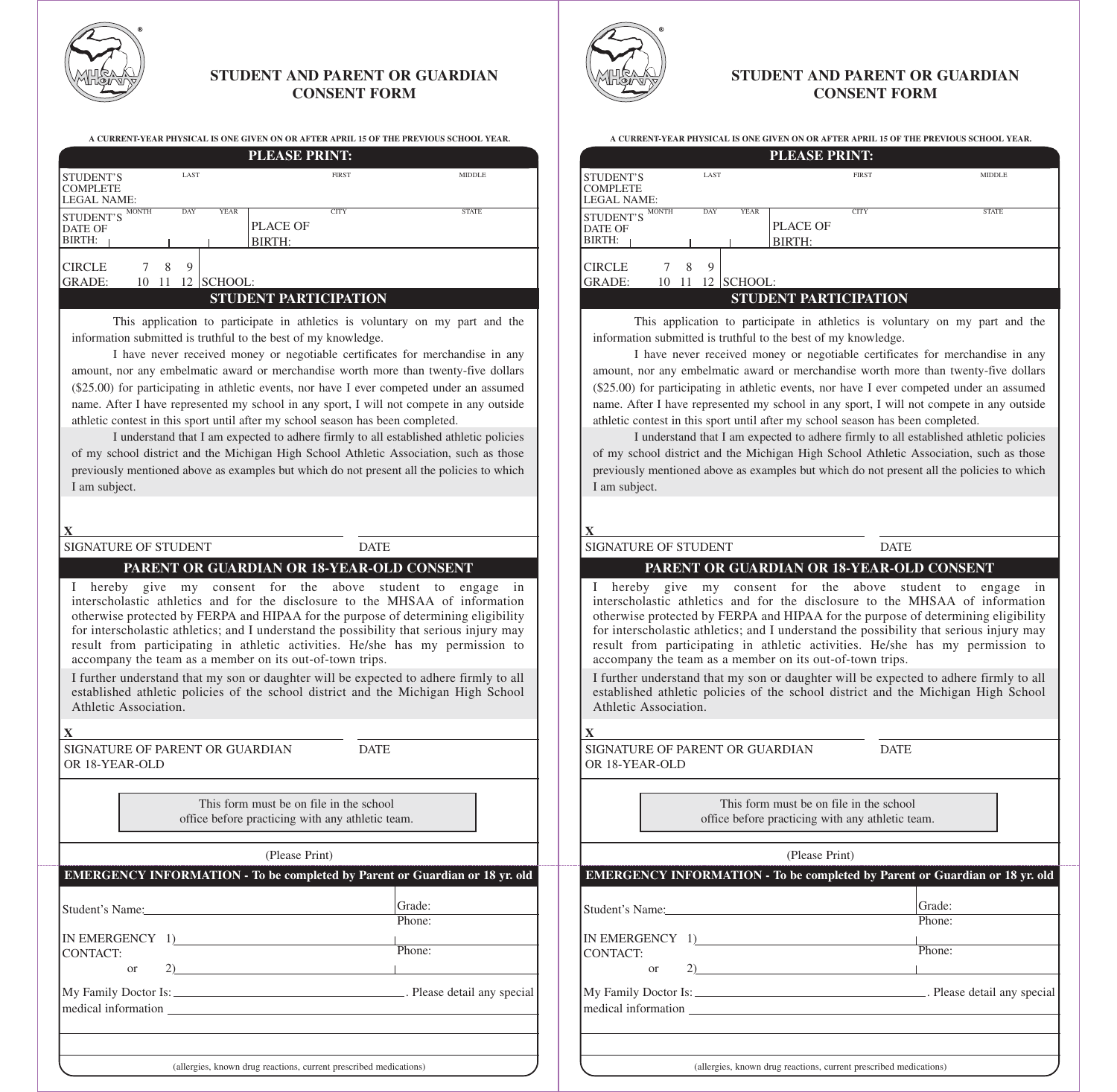## STUDENT AND PARENT OR GUARDIAN CONSENT FORM

A CURRENT-YEAR PHYSICAL IS ONE GIVEN ON OR AFTER APRIL 15 OF THE PREVIOUS SCHOOL YEAR.

**PLEASE PRINT:**

| | | | |
|---|---|---|---|
| STUDENT'S COMPLETE LEGAL NAME: | LAST | FIRST | MIDDLE |
| STUDENT'S DATE OF BIRTH: MONTH DAY YEAR | PLACE OF BIRTH: | CITY | STATE |
| CIRCLE GRADE: 7 8 9 10 11 12 | SCHOOL: | | |

**STUDENT PARTICIPATION**

This application to participate in athletics is voluntary on my part and the information submitted is truthful to the best of my knowledge.

I have never received money or negotiable certificates for merchandise in any amount, nor any embelmatic award or merchandise worth more than twenty-five dollars ($25.00) for participating in athletic events, nor have I ever competed under an assumed name. After I have represented my school in any sport, I will not compete in any outside athletic contest in this sport until after my school season has been completed.

I understand that I am expected to adhere firmly to all established athletic policies of my school district and the Michigan High School Athletic Association, such as those previously mentioned above as examples but which do not present all the policies to which I am subject.

X ______________________ ______________
SIGNATURE OF STUDENT DATE

**PARENT OR GUARDIAN OR 18-YEAR-OLD CONSENT**

I hereby give my consent for the above student to engage in interscholastic athletics and for the disclosure to the MHSAA of information otherwise protected by FERPA and HIPAA for the purpose of determining eligibility for interscholastic athletics; and I understand the possibility that serious injury may result from participating in athletic activities. He/she has my permission to accompany the team as a member on its out-of-town trips.

I further understand that my son or daughter will be expected to adhere firmly to all established athletic policies of the school district and the Michigan High School Athletic Association.

X ______________________ ______________
SIGNATURE OF PARENT OR GUARDIAN OR 18-YEAR-OLD DATE

This form must be on file in the school office before practicing with any athletic team.

(Please Print)

**EMERGENCY INFORMATION - To be completed by Parent or Guardian or 18 yr. old**

Student's Name: ______________________ Grade:

IN EMERGENCY CONTACT: 1) ______________________ Phone:

or 2) ______________________ Phone:

My Family Doctor Is: ______________________. Please detail any special medical information ______________________

______________________

(allergies, known drug reactions, current prescribed medications)

## STUDENT AND PARENT OR GUARDIAN CONSENT FORM

A CURRENT-YEAR PHYSICAL IS ONE GIVEN ON OR AFTER APRIL 15 OF THE PREVIOUS SCHOOL YEAR.

**PLEASE PRINT:**

| | | | |
|---|---|---|---|
| STUDENT'S COMPLETE LEGAL NAME: | LAST | FIRST | MIDDLE |
| STUDENT'S DATE OF BIRTH: MONTH DAY YEAR | PLACE OF BIRTH: | CITY | STATE |
| CIRCLE GRADE: 7 8 9 10 11 12 | SCHOOL: | | |

**STUDENT PARTICIPATION**

This application to participate in athletics is voluntary on my part and the information submitted is truthful to the best of my knowledge.

I have never received money or negotiable certificates for merchandise in any amount, nor any embelmatic award or merchandise worth more than twenty-five dollars ($25.00) for participating in athletic events, nor have I ever competed under an assumed name. After I have represented my school in any sport, I will not compete in any outside athletic contest in this sport until after my school season has been completed.

I understand that I am expected to adhere firmly to all established athletic policies of my school district and the Michigan High School Athletic Association, such as those previously mentioned above as examples but which do not present all the policies to which I am subject.

X ______________________ ______________
SIGNATURE OF STUDENT DATE

**PARENT OR GUARDIAN OR 18-YEAR-OLD CONSENT**

I hereby give my consent for the above student to engage in interscholastic athletics and for the disclosure to the MHSAA of information otherwise protected by FERPA and HIPAA for the purpose of determining eligibility for interscholastic athletics; and I understand the possibility that serious injury may result from participating in athletic activities. He/she has my permission to accompany the team as a member on its out-of-town trips.

I further understand that my son or daughter will be expected to adhere firmly to all established athletic policies of the school district and the Michigan High School Athletic Association.

X ______________________ ______________
SIGNATURE OF PARENT OR GUARDIAN OR 18-YEAR-OLD DATE

This form must be on file in the school office before practicing with any athletic team.

(Please Print)

**EMERGENCY INFORMATION - To be completed by Parent or Guardian or 18 yr. old**

Student's Name: ______________________ Grade:

IN EMERGENCY CONTACT: 1) ______________________ Phone:

or 2) ______________________ Phone:

My Family Doctor Is: ______________________. Please detail any special medical information ______________________

______________________

(allergies, known drug reactions, current prescribed medications)